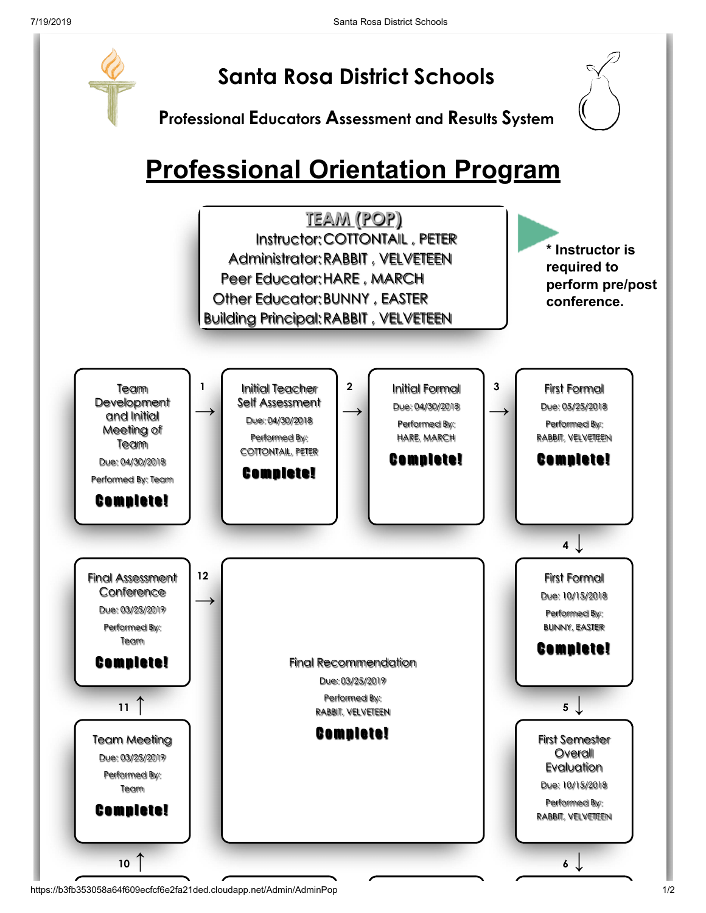# Santa Rosa District Schools

## Professional Educators Assessment and Results System

# Professional Orientation Program

**TEAM (POP)**

Instructor: COTTONTAIL , PETER
Administrator: RABBIT , VELVETEEN
Peer Educator: HARE , MARCH
Other Educator: BUNNY , EASTER
Building Principal: RABBIT , VELVETEEN

**\* Instructor is required to perform pre/post conference.**

**Team Development and Initial Meeting of Team**
Due: 04/30/2018
Performed By: Team
**Complete!**

1 →

**Initial Teacher Self Assessment**
Due: 04/30/2018
Performed By:
COTTONTAIL, PETER
**Complete!**

2 →

**Initial Formal**
Due: 04/30/2018
Performed By:
HARE, MARCH
**Complete!**

3 →

**First Formal**
Due: 05/25/2018
Performed By:
RABBIT, VELVETEEN
**Complete!**

4 ↓

**First Formal**
Due: 10/15/2018
Performed By:
BUNNY, EASTER
**Complete!**

5 ↓

**First Semester Overall Evaluation**
Due: 10/15/2018
Performed By:
RABBIT, VELVETEEN

6 ↓

10 ↑

**Team Meeting**
Due: 03/25/2019
Performed By:
Team
**Complete!**

11 ↑

**Final Assessment Conference**
Due: 03/25/2019
Performed By:
Team
**Complete!**

12 →

**Final Recommendation**
Due: 03/25/2019
Performed By:
RABBIT, VELVETEEN
**Complete!**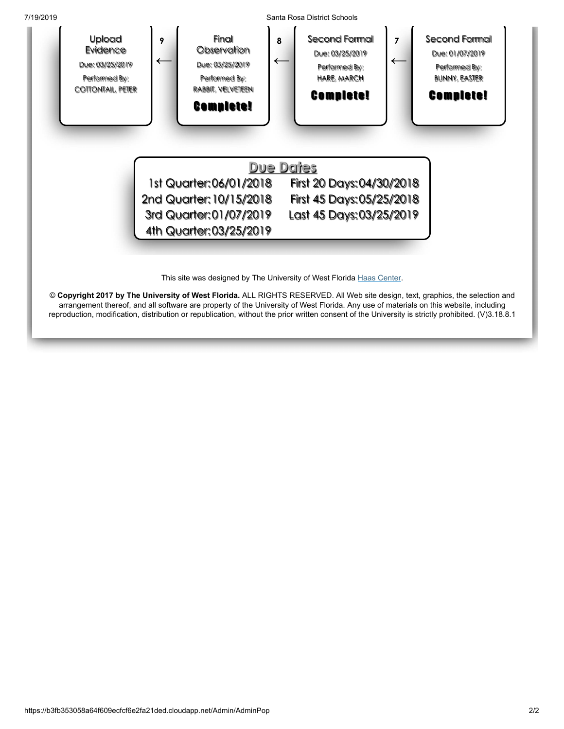**Upload Evidence**

Due: 03/25/2019

Performed By:

COTTONTAIL, PETER

9 ←

**Final Observation**

Due: 03/25/2019

Performed By:

RABBIT, VELVETEEN

**Complete!**

8 ←

**Second Formal**

Due: 03/25/2019

Performed By:

HARE, MARCH

**Complete!**

7 ←

**Second Formal**

Due: 01/07/2019

Performed By:

BUNNY, EASTER

**Complete!**

## Due Dates

| | |
|---|---|
| 1st Quarter: 06/01/2018 | First 20 Days: 04/30/2018 |
| 2nd Quarter: 10/15/2018 | First 45 Days: 05/25/2018 |
| 3rd Quarter: 01/07/2019 | Last 45 Days: 03/25/2019 |
| 4th Quarter: 03/25/2019 | |

This site was designed by The University of West Florida Haas Center.

© **Copyright 2017 by The University of West Florida.** ALL RIGHTS RESERVED. All Web site design, text, graphics, the selection and arrangement thereof, and all software are property of the University of West Florida. Any use of materials on this website, including reproduction, modification, distribution or republication, without the prior written consent of the University is strictly prohibited. (V)3.18.8.1